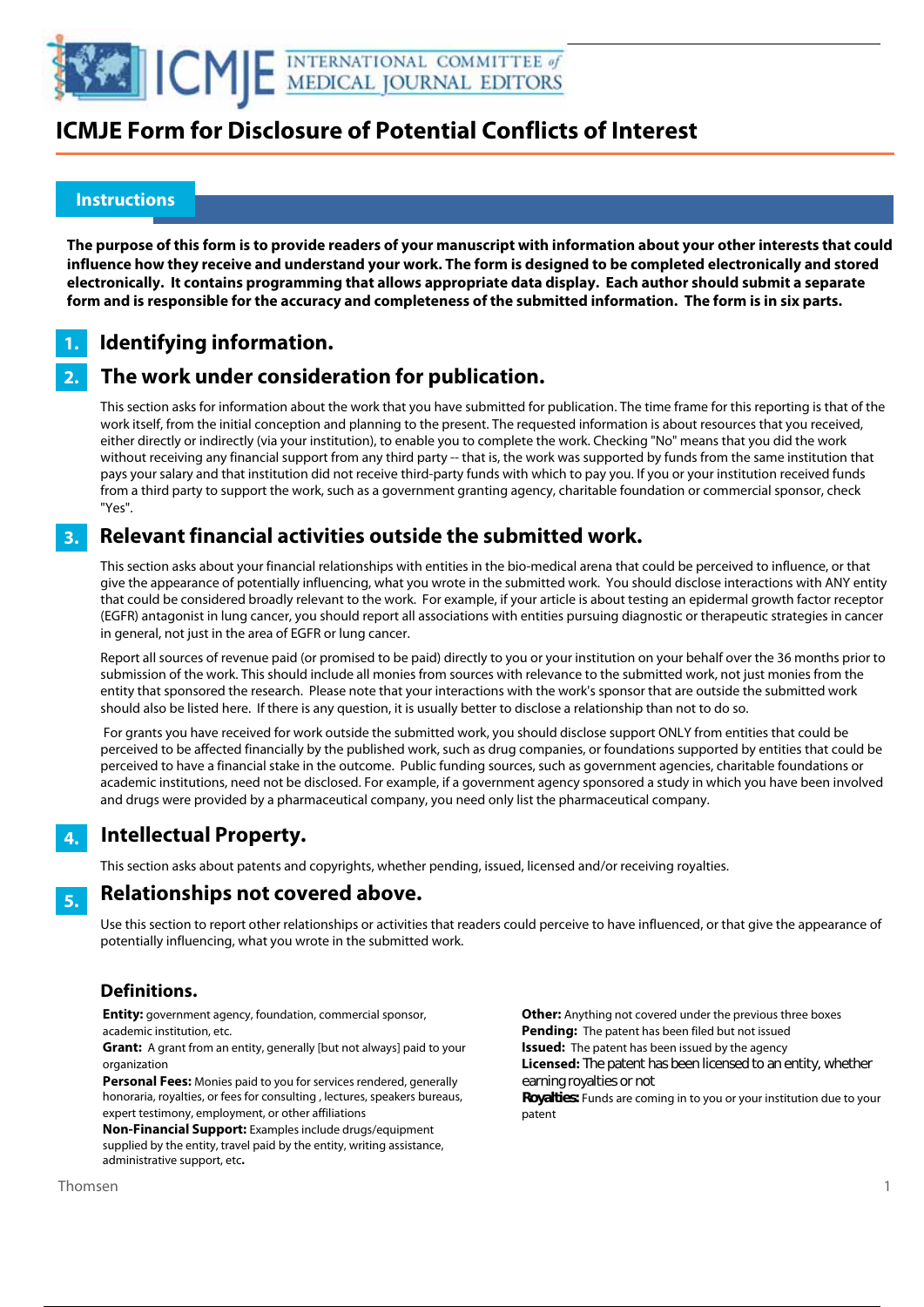# ICMJE Form for Disclosure of Potential Conflicts of Interest

## Instructions

**The purpose of this form is to provide readers of your manuscript with information about your other interests that could influence how they receive and understand your work. The form is designed to be completed electronically and stored electronically. It contains programming that allows appropriate data display. Each author should submit a separate form and is responsible for the accuracy and completeness of the submitted information. The form is in six parts.**

### 1. Identifying information.

### 2. The work under consideration for publication.

This section asks for information about the work that you have submitted for publication. The time frame for this reporting is that of the work itself, from the initial conception and planning to the present. The requested information is about resources that you received, either directly or indirectly (via your institution), to enable you to complete the work. Checking "No" means that you did the work without receiving any financial support from any third party -- that is, the work was supported by funds from the same institution that pays your salary and that institution did not receive third-party funds with which to pay you. If you or your institution received funds from a third party to support the work, such as a government granting agency, charitable foundation or commercial sponsor, check "Yes".

### 3. Relevant financial activities outside the submitted work.

This section asks about your financial relationships with entities in the bio-medical arena that could be perceived to influence, or that give the appearance of potentially influencing, what you wrote in the submitted work. You should disclose interactions with ANY entity that could be considered broadly relevant to the work. For example, if your article is about testing an epidermal growth factor receptor (EGFR) antagonist in lung cancer, you should report all associations with entities pursuing diagnostic or therapeutic strategies in cancer in general, not just in the area of EGFR or lung cancer.

Report all sources of revenue paid (or promised to be paid) directly to you or your institution on your behalf over the 36 months prior to submission of the work. This should include all monies from sources with relevance to the submitted work, not just monies from the entity that sponsored the research. Please note that your interactions with the work's sponsor that are outside the submitted work should also be listed here. If there is any question, it is usually better to disclose a relationship than not to do so.

For grants you have received for work outside the submitted work, you should disclose support ONLY from entities that could be perceived to be affected financially by the published work, such as drug companies, or foundations supported by entities that could be perceived to have a financial stake in the outcome. Public funding sources, such as government agencies, charitable foundations or academic institutions, need not be disclosed. For example, if a government agency sponsored a study in which you have been involved and drugs were provided by a pharmaceutical company, you need only list the pharmaceutical company.

### 4. Intellectual Property.

This section asks about patents and copyrights, whether pending, issued, licensed and/or receiving royalties.

### 5. Relationships not covered above.

Use this section to report other relationships or activities that readers could perceive to have influenced, or that give the appearance of potentially influencing, what you wrote in the submitted work.

### Definitions.

**Entity:** government agency, foundation, commercial sponsor, academic institution, etc.

**Grant:** A grant from an entity, generally [but not always] paid to your organization

**Personal Fees:** Monies paid to you for services rendered, generally honoraria, royalties, or fees for consulting , lectures, speakers bureaus, expert testimony, employment, or other affiliations

**Non-Financial Support:** Examples include drugs/equipment supplied by the entity, travel paid by the entity, writing assistance, administrative support, etc**.**

**Other:** Anything not covered under the previous three boxes

**Pending:** The patent has been filed but not issued

**Issued:** The patent has been issued by the agency

**Licensed:** The patent has been licensed to an entity, whether earning royalties or not

**Royalties:** Funds are coming in to you or your institution due to your patent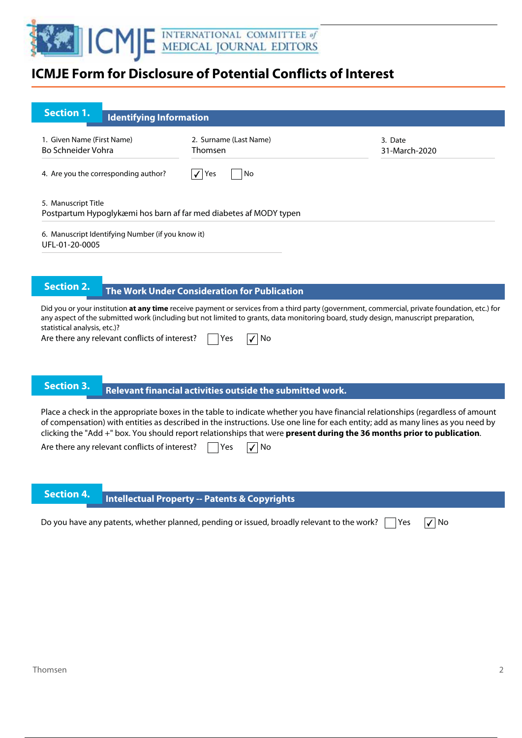# ICMJE Form for Disclosure of Potential Conflicts of Interest

## Section 1. Identifying Information

1. Given Name (First Name)
Bo Schneider Vohra

2. Surname (Last Name)
Thomsen

3. Date
31-March-2020

4. Are you the corresponding author? ☑ Yes ☐ No

5. Manuscript Title
Postpartum Hypoglykæmi hos barn af far med diabetes af MODY typen

6. Manuscript Identifying Number (if you know it)
UFL-01-20-0005

## Section 2. The Work Under Consideration for Publication

Did you or your institution **at any time** receive payment or services from a third party (government, commercial, private foundation, etc.) for any aspect of the submitted work (including but not limited to grants, data monitoring board, study design, manuscript preparation, statistical analysis, etc.)?

Are there any relevant conflicts of interest? ☐ Yes ☑ No

## Section 3. Relevant financial activities outside the submitted work.

Place a check in the appropriate boxes in the table to indicate whether you have financial relationships (regardless of amount of compensation) with entities as described in the instructions. Use one line for each entity; add as many lines as you need by clicking the "Add +" box. You should report relationships that were **present during the 36 months prior to publication**.

Are there any relevant conflicts of interest? ☐ Yes ☑ No

## Section 4. Intellectual Property -- Patents & Copyrights

Do you have any patents, whether planned, pending or issued, broadly relevant to the work? ☐ Yes ☑ No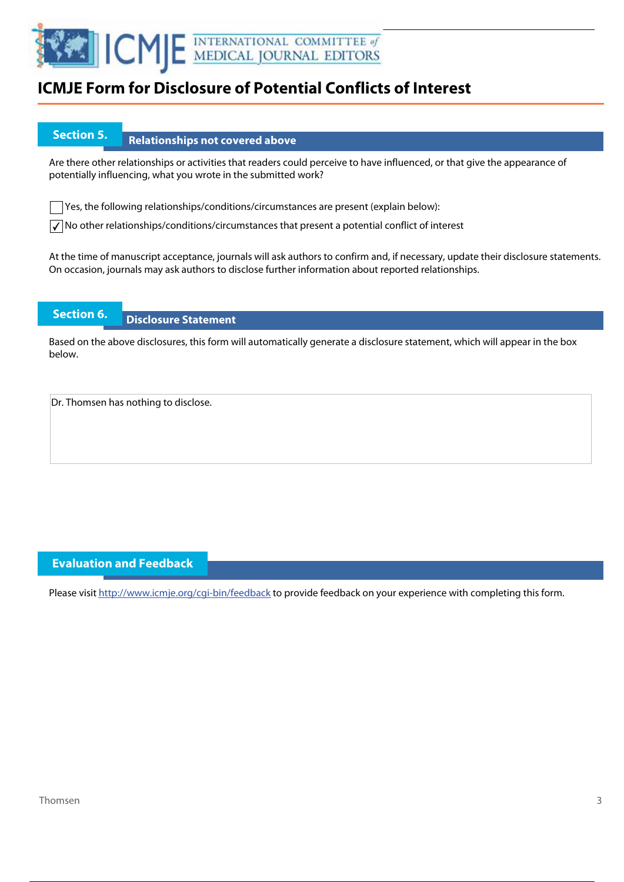# ICMJE Form for Disclosure of Potential Conflicts of Interest

## Section 5. Relationships not covered above

Are there other relationships or activities that readers could perceive to have influenced, or that give the appearance of potentially influencing, what you wrote in the submitted work?

- [ ] Yes, the following relationships/conditions/circumstances are present (explain below):
- [x] No other relationships/conditions/circumstances that present a potential conflict of interest

At the time of manuscript acceptance, journals will ask authors to confirm and, if necessary, update their disclosure statements. On occasion, journals may ask authors to disclose further information about reported relationships.

## Section 6. Disclosure Statement

Based on the above disclosures, this form will automatically generate a disclosure statement, which will appear in the box below.

Dr. Thomsen has nothing to disclose.

## Evaluation and Feedback

Please visit http://www.icmje.org/cgi-bin/feedback to provide feedback on your experience with completing this form.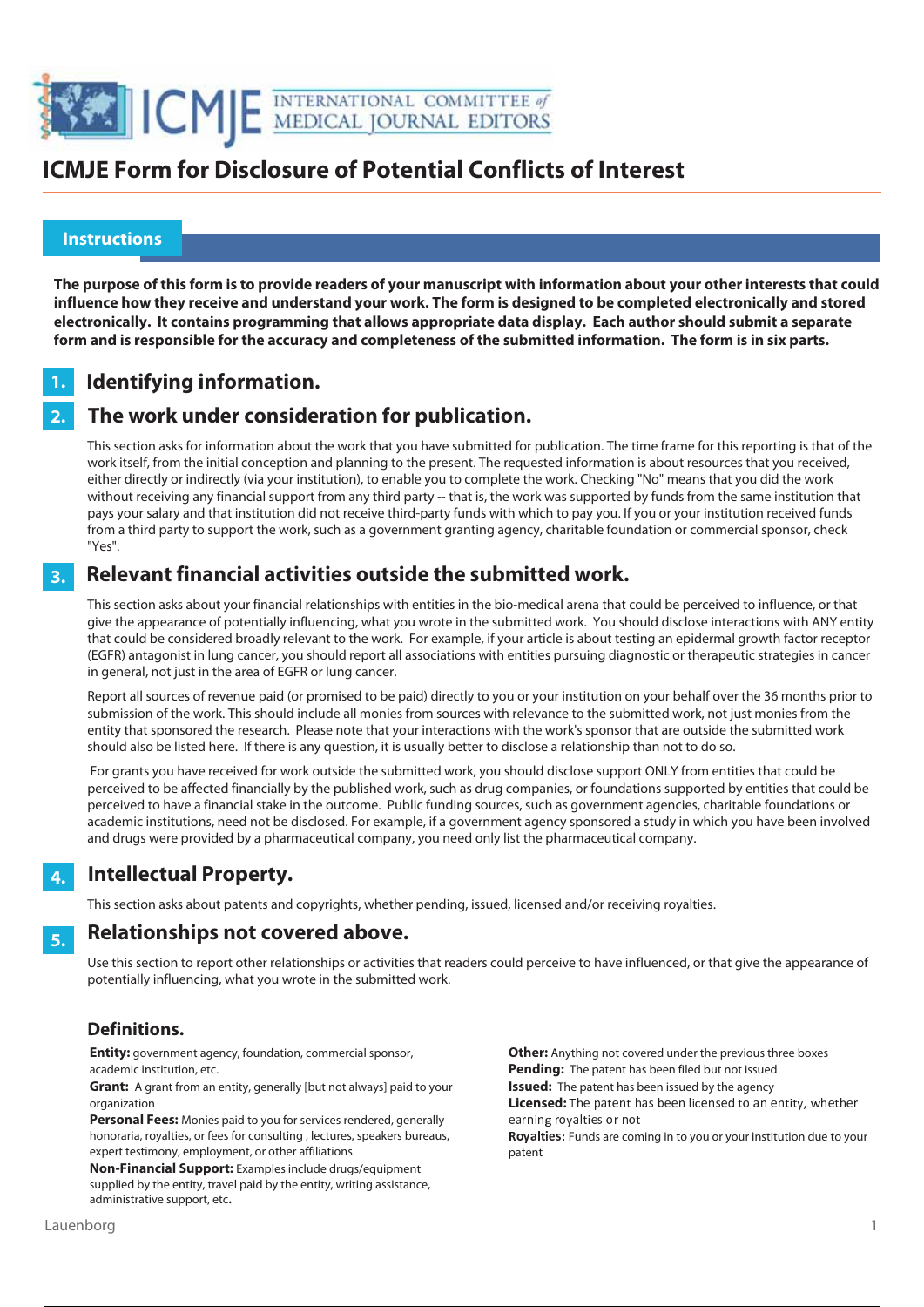# ICMJE Form for Disclosure of Potential Conflicts of Interest

## Instructions

**The purpose of this form is to provide readers of your manuscript with information about your other interests that could influence how they receive and understand your work. The form is designed to be completed electronically and stored electronically. It contains programming that allows appropriate data display. Each author should submit a separate form and is responsible for the accuracy and completeness of the submitted information. The form is in six parts.**

### 1. Identifying information.

### 2. The work under consideration for publication.

This section asks for information about the work that you have submitted for publication. The time frame for this reporting is that of the work itself, from the initial conception and planning to the present. The requested information is about resources that you received, either directly or indirectly (via your institution), to enable you to complete the work. Checking "No" means that you did the work without receiving any financial support from any third party -- that is, the work was supported by funds from the same institution that pays your salary and that institution did not receive third-party funds with which to pay you. If you or your institution received funds from a third party to support the work, such as a government granting agency, charitable foundation or commercial sponsor, check "Yes".

### 3. Relevant financial activities outside the submitted work.

This section asks about your financial relationships with entities in the bio-medical arena that could be perceived to influence, or that give the appearance of potentially influencing, what you wrote in the submitted work. You should disclose interactions with ANY entity that could be considered broadly relevant to the work. For example, if your article is about testing an epidermal growth factor receptor (EGFR) antagonist in lung cancer, you should report all associations with entities pursuing diagnostic or therapeutic strategies in cancer in general, not just in the area of EGFR or lung cancer.

Report all sources of revenue paid (or promised to be paid) directly to you or your institution on your behalf over the 36 months prior to submission of the work. This should include all monies from sources with relevance to the submitted work, not just monies from the entity that sponsored the research. Please note that your interactions with the work's sponsor that are outside the submitted work should also be listed here. If there is any question, it is usually better to disclose a relationship than not to do so.

For grants you have received for work outside the submitted work, you should disclose support ONLY from entities that could be perceived to be affected financially by the published work, such as drug companies, or foundations supported by entities that could be perceived to have a financial stake in the outcome. Public funding sources, such as government agencies, charitable foundations or academic institutions, need not be disclosed. For example, if a government agency sponsored a study in which you have been involved and drugs were provided by a pharmaceutical company, you need only list the pharmaceutical company.

### 4. Intellectual Property.

This section asks about patents and copyrights, whether pending, issued, licensed and/or receiving royalties.

### 5. Relationships not covered above.

Use this section to report other relationships or activities that readers could perceive to have influenced, or that give the appearance of potentially influencing, what you wrote in the submitted work.

### Definitions.

**Entity:** government agency, foundation, commercial sponsor, academic institution, etc.

**Grant:** A grant from an entity, generally [but not always] paid to your organization

**Personal Fees:** Monies paid to you for services rendered, generally honoraria, royalties, or fees for consulting , lectures, speakers bureaus, expert testimony, employment, or other affiliations

**Non-Financial Support:** Examples include drugs/equipment supplied by the entity, travel paid by the entity, writing assistance, administrative support, etc**.**

**Other:** Anything not covered under the previous three boxes

**Pending:** The patent has been filed but not issued

**Issued:** The patent has been issued by the agency

**Licensed:** The patent has been licensed to an entity, whether earning royalties or not

**Royalties:** Funds are coming in to you or your institution due to your patent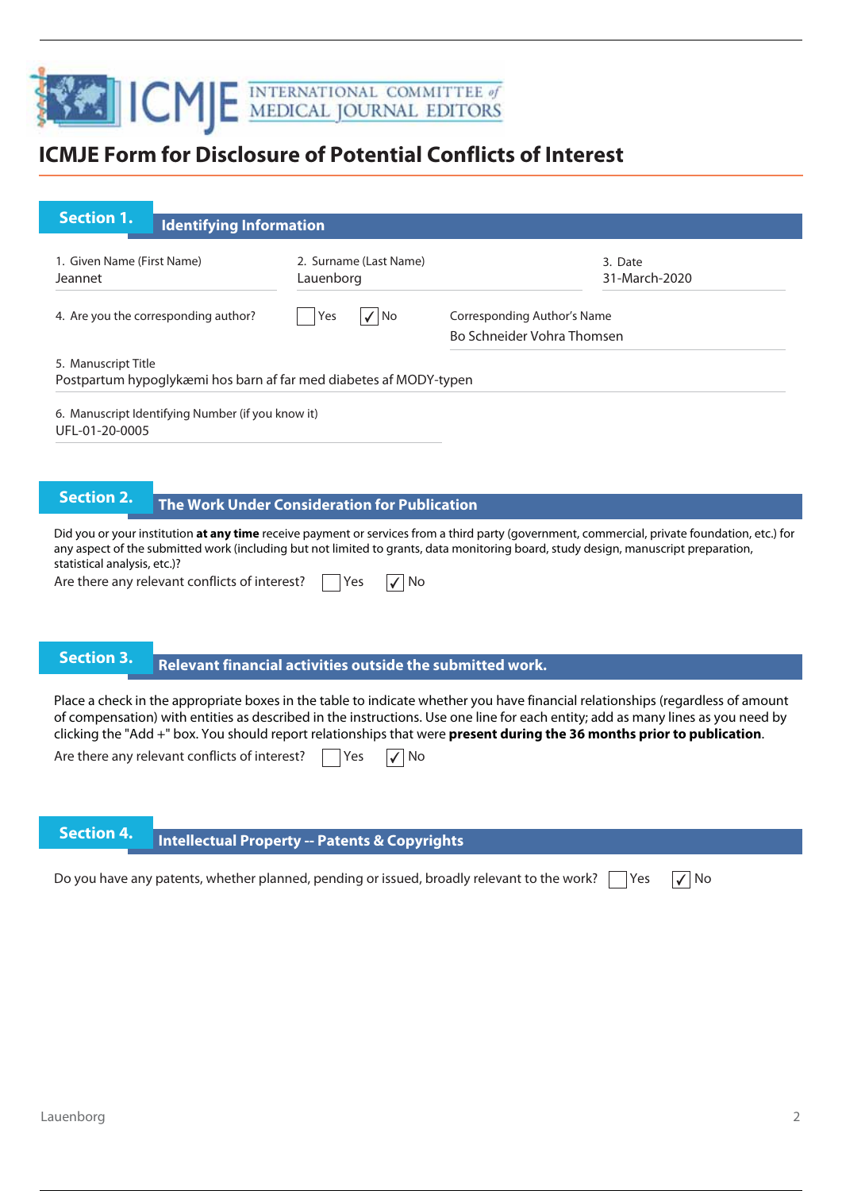# ICMJE Form for Disclosure of Potential Conflicts of Interest

## Section 1. Identifying Information

1. Given Name (First Name)
Jeannet

2. Surname (Last Name)
Lauenborg

3. Date
31-March-2020

4. Are you the corresponding author? ☐ Yes ☑ No

Corresponding Author's Name
Bo Schneider Vohra Thomsen

5. Manuscript Title
Postpartum hypoglykæmi hos barn af far med diabetes af MODY-typen

6. Manuscript Identifying Number (if you know it)
UFL-01-20-0005

## Section 2. The Work Under Consideration for Publication

Did you or your institution **at any time** receive payment or services from a third party (government, commercial, private foundation, etc.) for any aspect of the submitted work (including but not limited to grants, data monitoring board, study design, manuscript preparation, statistical analysis, etc.)?

Are there any relevant conflicts of interest? ☐ Yes ☑ No

## Section 3. Relevant financial activities outside the submitted work.

Place a check in the appropriate boxes in the table to indicate whether you have financial relationships (regardless of amount of compensation) with entities as described in the instructions. Use one line for each entity; add as many lines as you need by clicking the "Add +" box. You should report relationships that were **present during the 36 months prior to publication**.

Are there any relevant conflicts of interest? ☐ Yes ☑ No

## Section 4. Intellectual Property -- Patents & Copyrights

Do you have any patents, whether planned, pending or issued, broadly relevant to the work? ☐ Yes ☑ No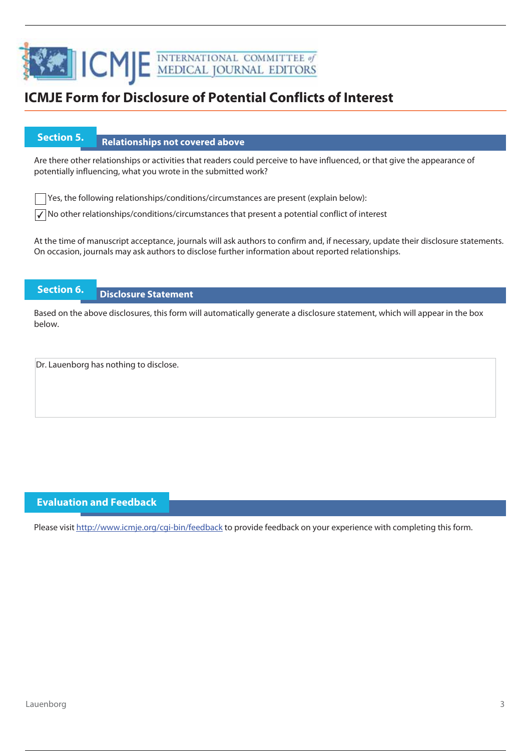# ICMJE Form for Disclosure of Potential Conflicts of Interest

## Section 5. Relationships not covered above

Are there other relationships or activities that readers could perceive to have influenced, or that give the appearance of potentially influencing, what you wrote in the submitted work?

- [ ] Yes, the following relationships/conditions/circumstances are present (explain below):
- [x] No other relationships/conditions/circumstances that present a potential conflict of interest

At the time of manuscript acceptance, journals will ask authors to confirm and, if necessary, update their disclosure statements. On occasion, journals may ask authors to disclose further information about reported relationships.

## Section 6. Disclosure Statement

Based on the above disclosures, this form will automatically generate a disclosure statement, which will appear in the box below.

Dr. Lauenborg has nothing to disclose.

## Evaluation and Feedback

Please visit http://www.icmje.org/cgi-bin/feedback to provide feedback on your experience with completing this form.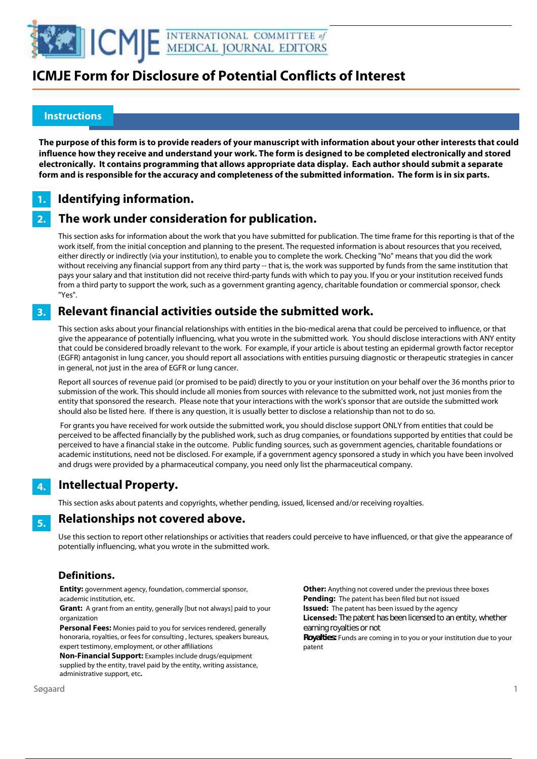# ICMJE Form for Disclosure of Potential Conflicts of Interest

## Instructions

**The purpose of this form is to provide readers of your manuscript with information about your other interests that could influence how they receive and understand your work. The form is designed to be completed electronically and stored electronically. It contains programming that allows appropriate data display. Each author should submit a separate form and is responsible for the accuracy and completeness of the submitted information. The form is in six parts.**

### 1. Identifying information.

### 2. The work under consideration for publication.

This section asks for information about the work that you have submitted for publication. The time frame for this reporting is that of the work itself, from the initial conception and planning to the present. The requested information is about resources that you received, either directly or indirectly (via your institution), to enable you to complete the work. Checking "No" means that you did the work without receiving any financial support from any third party -- that is, the work was supported by funds from the same institution that pays your salary and that institution did not receive third-party funds with which to pay you. If you or your institution received funds from a third party to support the work, such as a government granting agency, charitable foundation or commercial sponsor, check "Yes".

### 3. Relevant financial activities outside the submitted work.

This section asks about your financial relationships with entities in the bio-medical arena that could be perceived to influence, or that give the appearance of potentially influencing, what you wrote in the submitted work. You should disclose interactions with ANY entity that could be considered broadly relevant to the work. For example, if your article is about testing an epidermal growth factor receptor (EGFR) antagonist in lung cancer, you should report all associations with entities pursuing diagnostic or therapeutic strategies in cancer in general, not just in the area of EGFR or lung cancer.

Report all sources of revenue paid (or promised to be paid) directly to you or your institution on your behalf over the 36 months prior to submission of the work. This should include all monies from sources with relevance to the submitted work, not just monies from the entity that sponsored the research. Please note that your interactions with the work's sponsor that are outside the submitted work should also be listed here. If there is any question, it is usually better to disclose a relationship than not to do so.

For grants you have received for work outside the submitted work, you should disclose support ONLY from entities that could be perceived to be affected financially by the published work, such as drug companies, or foundations supported by entities that could be perceived to have a financial stake in the outcome. Public funding sources, such as government agencies, charitable foundations or academic institutions, need not be disclosed. For example, if a government agency sponsored a study in which you have been involved and drugs were provided by a pharmaceutical company, you need only list the pharmaceutical company.

### 4. Intellectual Property.

This section asks about patents and copyrights, whether pending, issued, licensed and/or receiving royalties.

### 5. Relationships not covered above.

Use this section to report other relationships or activities that readers could perceive to have influenced, or that give the appearance of potentially influencing, what you wrote in the submitted work.

### Definitions.

**Entity:** government agency, foundation, commercial sponsor, academic institution, etc.

**Grant:** A grant from an entity, generally [but not always] paid to your organization

**Personal Fees:** Monies paid to you for services rendered, generally honoraria, royalties, or fees for consulting , lectures, speakers bureaus, expert testimony, employment, or other affiliations

**Non-Financial Support:** Examples include drugs/equipment supplied by the entity, travel paid by the entity, writing assistance, administrative support, etc**.**

**Other:** Anything not covered under the previous three boxes

**Pending:** The patent has been filed but not issued

**Issued:** The patent has been issued by the agency

**Licensed:** The patent has been licensed to an entity, whether earning royalties or not

**Royalties:** Funds are coming in to you or your institution due to your patent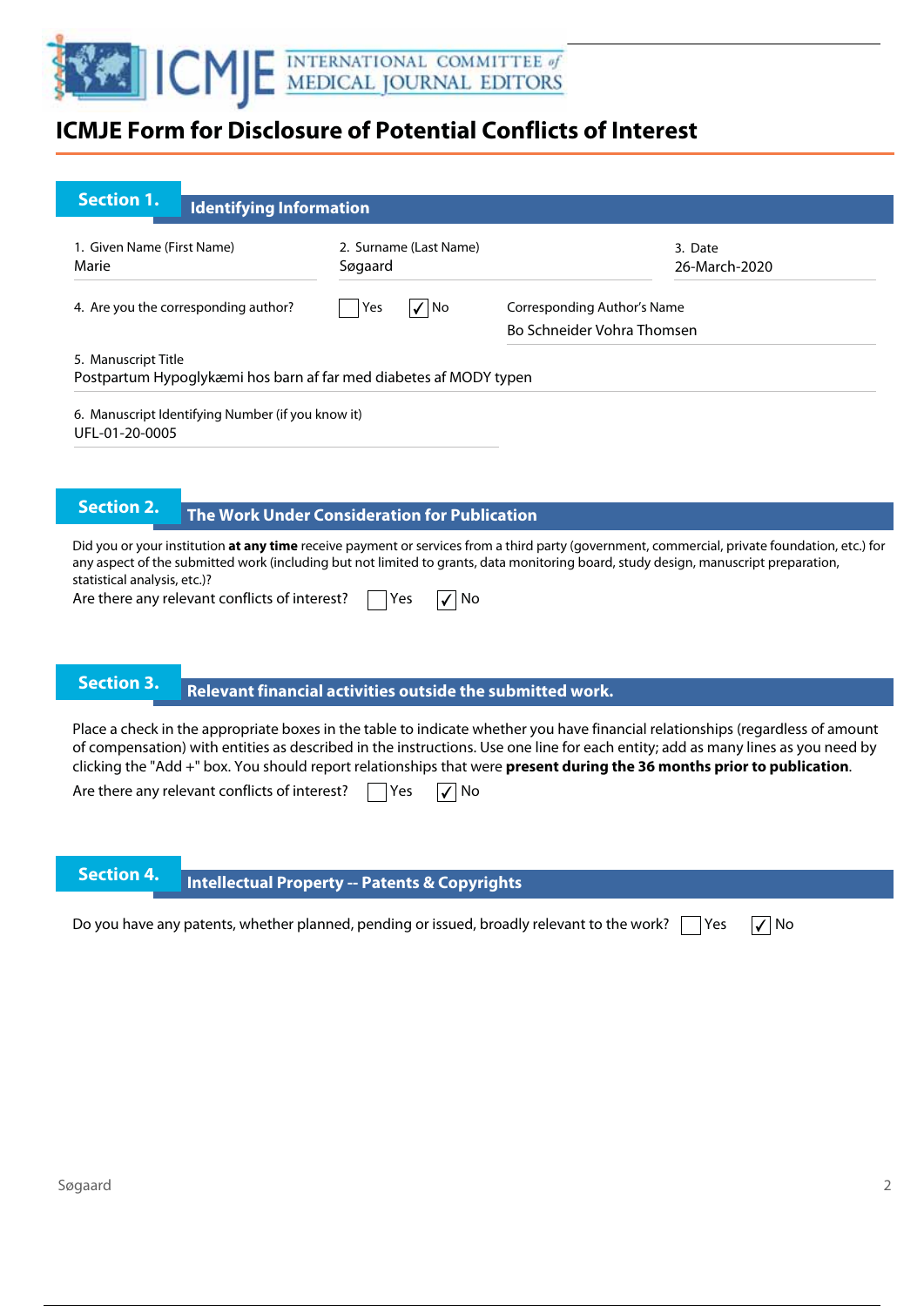# ICMJE Form for Disclosure of Potential Conflicts of Interest

## Section 1. Identifying Information

1. Given Name (First Name)
Marie

2. Surname (Last Name)
Søgaard

3. Date
26-March-2020

4. Are you the corresponding author? ☐ Yes ☑ No

Corresponding Author's Name
Bo Schneider Vohra Thomsen

5. Manuscript Title
Postpartum Hypoglykæmi hos barn af far med diabetes af MODY typen

6. Manuscript Identifying Number (if you know it)
UFL-01-20-0005

## Section 2. The Work Under Consideration for Publication

Did you or your institution **at any time** receive payment or services from a third party (government, commercial, private foundation, etc.) for any aspect of the submitted work (including but not limited to grants, data monitoring board, study design, manuscript preparation, statistical analysis, etc.)?

Are there any relevant conflicts of interest? ☐ Yes ☑ No

## Section 3. Relevant financial activities outside the submitted work.

Place a check in the appropriate boxes in the table to indicate whether you have financial relationships (regardless of amount of compensation) with entities as described in the instructions. Use one line for each entity; add as many lines as you need by clicking the "Add +" box. You should report relationships that were **present during the 36 months prior to publication**.

Are there any relevant conflicts of interest? ☐ Yes ☑ No

## Section 4. Intellectual Property -- Patents & Copyrights

Do you have any patents, whether planned, pending or issued, broadly relevant to the work? ☐ Yes ☑ No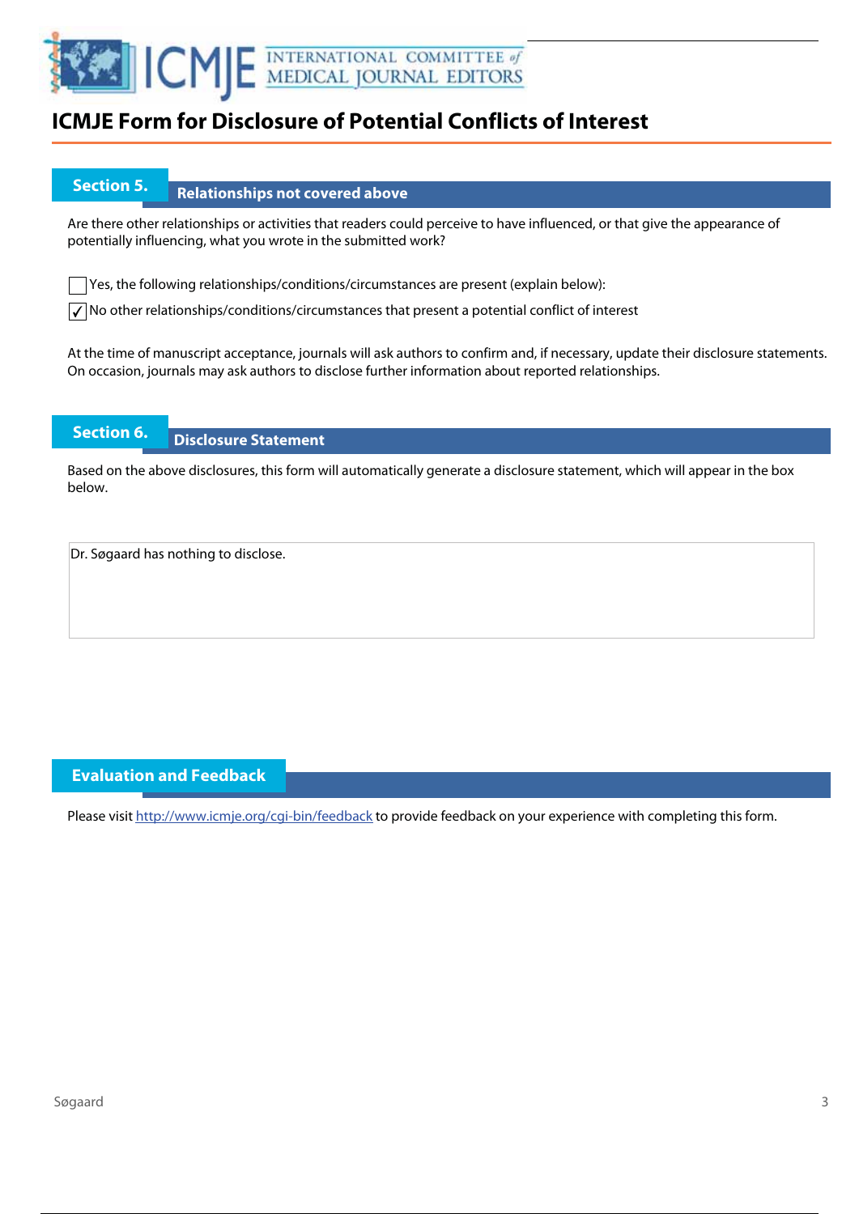# ICMJE Form for Disclosure of Potential Conflicts of Interest

## Section 5. Relationships not covered above

Are there other relationships or activities that readers could perceive to have influenced, or that give the appearance of potentially influencing, what you wrote in the submitted work?

☐ Yes, the following relationships/conditions/circumstances are present (explain below):

☑ No other relationships/conditions/circumstances that present a potential conflict of interest

At the time of manuscript acceptance, journals will ask authors to confirm and, if necessary, update their disclosure statements. On occasion, journals may ask authors to disclose further information about reported relationships.

## Section 6. Disclosure Statement

Based on the above disclosures, this form will automatically generate a disclosure statement, which will appear in the box below.

Dr. Søgaard has nothing to disclose.

## Evaluation and Feedback

Please visit http://www.icmje.org/cgi-bin/feedback to provide feedback on your experience with completing this form.